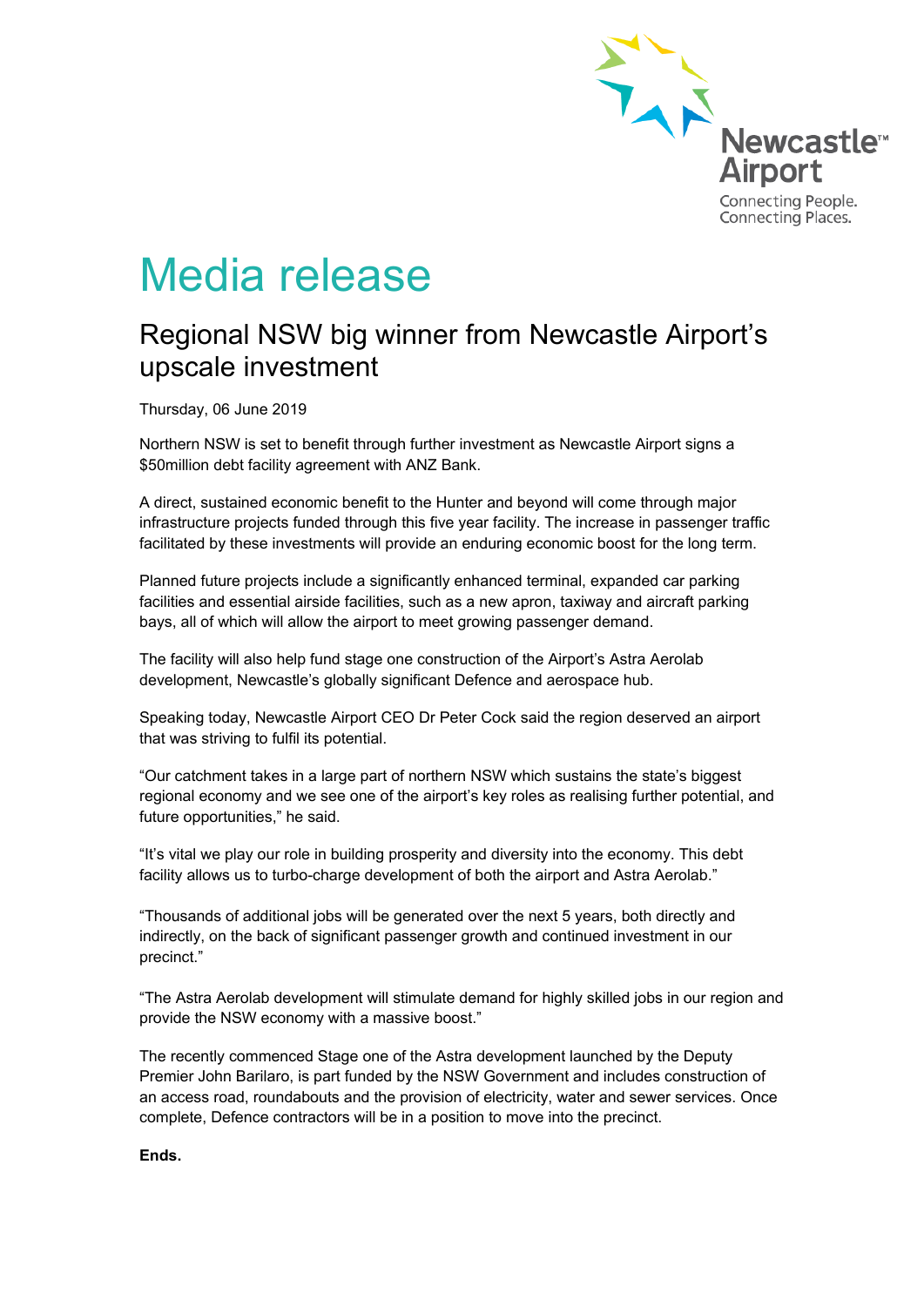Newcastle™ Airport

Connecting People. Connecting Places.

# Media release

## Regional NSW big winner from Newcastle Airport's upscale investment

Thursday, 06 June 2019

Northern NSW is set to benefit through further investment as Newcastle Airport signs a $50million debt facility agreement with ANZ Bank.

A direct, sustained economic benefit to the Hunter and beyond will come through major infrastructure projects funded through this five year facility. The increase in passenger traffic facilitated by these investments will provide an enduring economic boost for the long term.

Planned future projects include a significantly enhanced terminal, expanded car parking facilities and essential airside facilities, such as a new apron, taxiway and aircraft parking bays, all of which will allow the airport to meet growing passenger demand.

The facility will also help fund stage one construction of the Airport's Astra Aerolab development, Newcastle's globally significant Defence and aerospace hub.

Speaking today, Newcastle Airport CEO Dr Peter Cock said the region deserved an airport that was striving to fulfil its potential.

"Our catchment takes in a large part of northern NSW which sustains the state's biggest regional economy and we see one of the airport's key roles as realising further potential, and future opportunities," he said.

"It's vital we play our role in building prosperity and diversity into the economy. This debt facility allows us to turbo-charge development of both the airport and Astra Aerolab."

"Thousands of additional jobs will be generated over the next 5 years, both directly and indirectly, on the back of significant passenger growth and continued investment in our precinct."

"The Astra Aerolab development will stimulate demand for highly skilled jobs in our region and provide the NSW economy with a massive boost."

The recently commenced Stage one of the Astra development launched by the Deputy Premier John Barilaro, is part funded by the NSW Government and includes construction of an access road, roundabouts and the provision of electricity, water and sewer services. Once complete, Defence contractors will be in a position to move into the precinct.

**Ends.**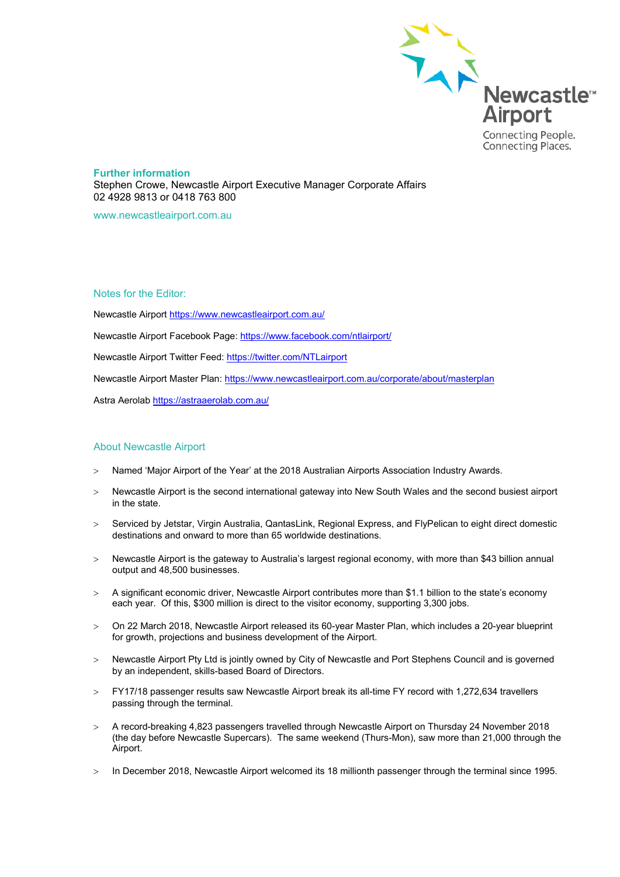Newcastle Airport
Connecting People. Connecting Places.

**Further information**
Stephen Crowe, Newcastle Airport Executive Manager Corporate Affairs
02 4928 9813 or 0418 763 800

www.newcastleairport.com.au

## Notes for the Editor:

Newcastle Airport https://www.newcastleairport.com.au/

Newcastle Airport Facebook Page: https://www.facebook.com/ntlairport/

Newcastle Airport Twitter Feed: https://twitter.com/NTLairport

Newcastle Airport Master Plan: https://www.newcastleairport.com.au/corporate/about/masterplan

Astra Aerolab https://astraaerolab.com.au/

## About Newcastle Airport

- Named 'Major Airport of the Year' at the 2018 Australian Airports Association Industry Awards.
- Newcastle Airport is the second international gateway into New South Wales and the second busiest airport in the state.
- Serviced by Jetstar, Virgin Australia, QantasLink, Regional Express, and FlyPelican to eight direct domestic destinations and onward to more than 65 worldwide destinations.
- Newcastle Airport is the gateway to Australia's largest regional economy, with more than $43 billion annual output and 48,500 businesses.
- A significant economic driver, Newcastle Airport contributes more than $1.1 billion to the state's economy each year. Of this, $300 million is direct to the visitor economy, supporting 3,300 jobs.
- On 22 March 2018, Newcastle Airport released its 60-year Master Plan, which includes a 20-year blueprint for growth, projections and business development of the Airport.
- Newcastle Airport Pty Ltd is jointly owned by City of Newcastle and Port Stephens Council and is governed by an independent, skills-based Board of Directors.
- FY17/18 passenger results saw Newcastle Airport break its all-time FY record with 1,272,634 travellers passing through the terminal.
- A record-breaking 4,823 passengers travelled through Newcastle Airport on Thursday 24 November 2018 (the day before Newcastle Supercars). The same weekend (Thurs-Mon), saw more than 21,000 through the Airport.
- In December 2018, Newcastle Airport welcomed its 18 millionth passenger through the terminal since 1995.